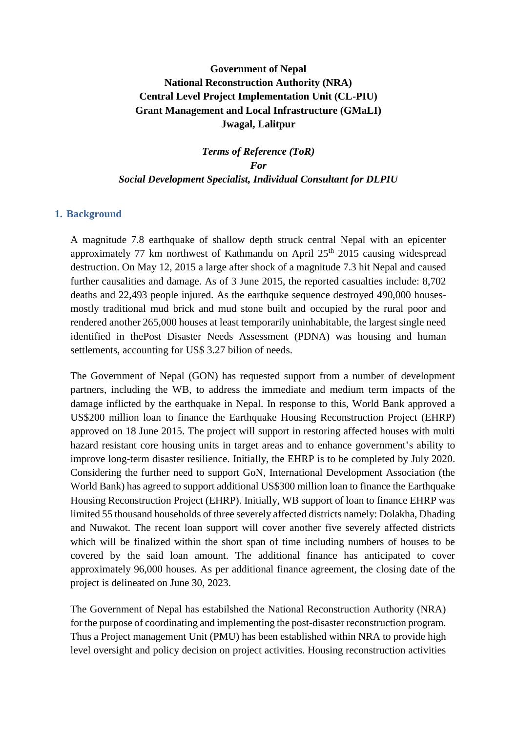**Government of Nepal**
**National Reconstruction Authority (NRA)**
**Central Level Project Implementation Unit (CL-PIU)**
**Grant Management and Local Infrastructure (GMaLI)**
**Jwagal, Lalitpur**

***Terms of Reference (ToR)***
***For***
***Social Development Specialist, Individual Consultant for DLPIU***

## 1. Background

A magnitude 7.8 earthquake of shallow depth struck central Nepal with an epicenter approximately 77 km northwest of Kathmandu on April 25th 2015 causing widespread destruction. On May 12, 2015 a large after shock of a magnitude 7.3 hit Nepal and caused further causalities and damage. As of 3 June 2015, the reported casualties include: 8,702 deaths and 22,493 people injured. As the earthquke sequence destroyed 490,000 houses-mostly traditional mud brick and mud stone built and occupied by the rural poor and rendered another 265,000 houses at least temporarily uninhabitable, the largest single need identified in thePost Disaster Needs Assessment (PDNA) was housing and human settlements, accounting for US$ 3.27 bilion of needs.

The Government of Nepal (GON) has requested support from a number of development partners, including the WB, to address the immediate and medium term impacts of the damage inflicted by the earthquake in Nepal. In response to this, World Bank approved a US$200 million loan to finance the Earthquake Housing Reconstruction Project (EHRP) approved on 18 June 2015. The project will support in restoring affected houses with multi hazard resistant core housing units in target areas and to enhance government's ability to improve long-term disaster resilience. Initially, the EHRP is to be completed by July 2020. Considering the further need to support GoN, International Development Association (the World Bank) has agreed to support additional US$300 million loan to finance the Earthquake Housing Reconstruction Project (EHRP). Initially, WB support of loan to finance EHRP was limited 55 thousand households of three severely affected districts namely: Dolakha, Dhading and Nuwakot. The recent loan support will cover another five severely affected districts which will be finalized within the short span of time including numbers of houses to be covered by the said loan amount. The additional finance has anticipated to cover approximately 96,000 houses. As per additional finance agreement, the closing date of the project is delineated on June 30, 2023.

The Government of Nepal has estabilshed the National Reconstruction Authority (NRA) for the purpose of coordinating and implementing the post-disaster reconstruction program. Thus a Project management Unit (PMU) has been established within NRA to provide high level oversight and policy decision on project activities. Housing reconstruction activities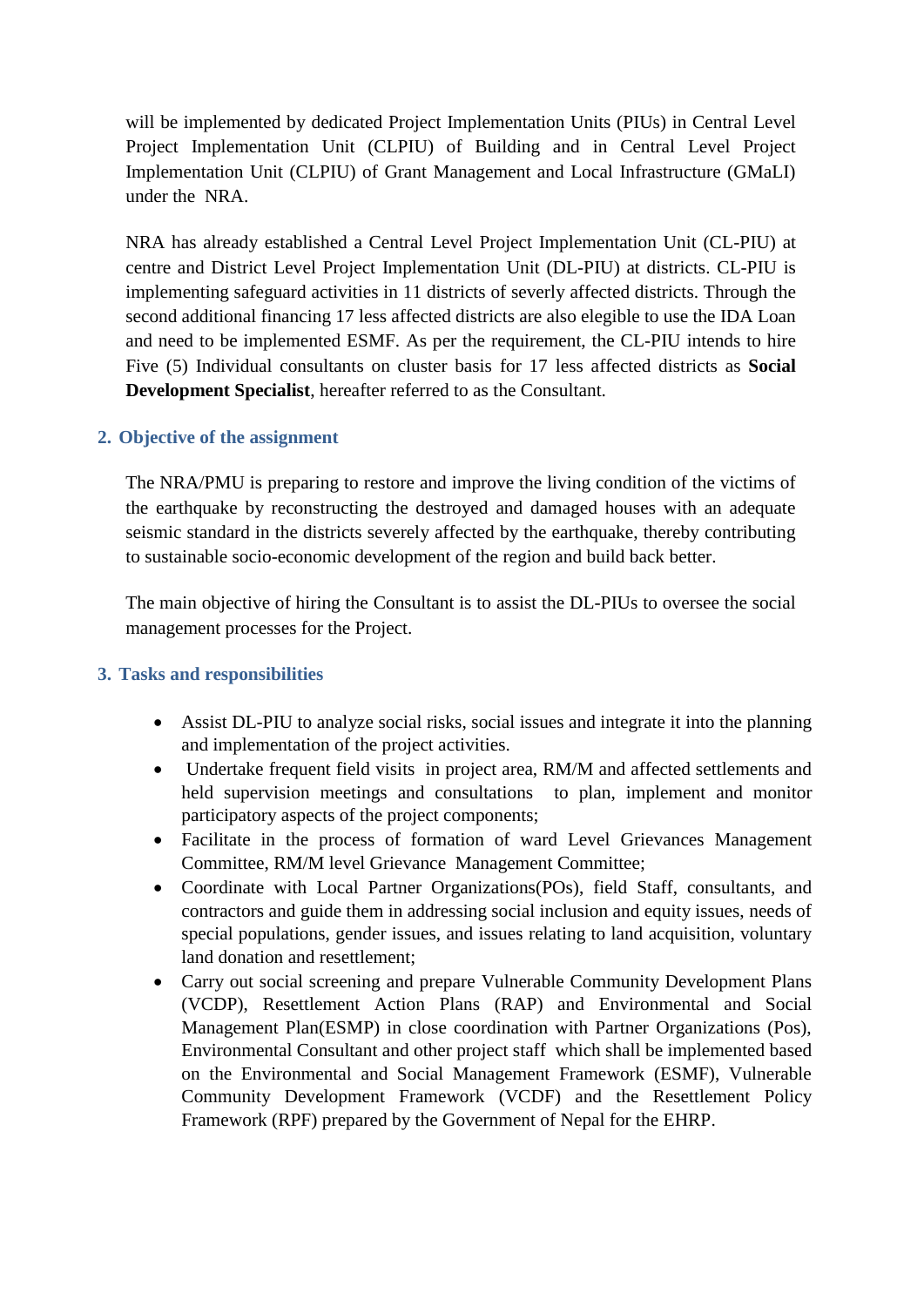will be implemented by dedicated Project Implementation Units (PIUs) in Central Level Project Implementation Unit (CLPIU) of Building and in Central Level Project Implementation Unit (CLPIU) of Grant Management and Local Infrastructure (GMaLI) under the NRA.

NRA has already established a Central Level Project Implementation Unit (CL-PIU) at centre and District Level Project Implementation Unit (DL-PIU) at districts. CL-PIU is implementing safeguard activities in 11 districts of severly affected districts. Through the second additional financing 17 less affected districts are also elegible to use the IDA Loan and need to be implemented ESMF. As per the requirement, the CL-PIU intends to hire Five (5) Individual consultants on cluster basis for 17 less affected districts as **Social Development Specialist**, hereafter referred to as the Consultant.

## 2. Objective of the assignment

The NRA/PMU is preparing to restore and improve the living condition of the victims of the earthquake by reconstructing the destroyed and damaged houses with an adequate seismic standard in the districts severely affected by the earthquake, thereby contributing to sustainable socio-economic development of the region and build back better.

The main objective of hiring the Consultant is to assist the DL-PIUs to oversee the social management processes for the Project.

## 3. Tasks and responsibilities

- Assist DL-PIU to analyze social risks, social issues and integrate it into the planning and implementation of the project activities.
- Undertake frequent field visits in project area, RM/M and affected settlements and held supervision meetings and consultations to plan, implement and monitor participatory aspects of the project components;
- Facilitate in the process of formation of ward Level Grievances Management Committee, RM/M level Grievance Management Committee;
- Coordinate with Local Partner Organizations(POs), field Staff, consultants, and contractors and guide them in addressing social inclusion and equity issues, needs of special populations, gender issues, and issues relating to land acquisition, voluntary land donation and resettlement;
- Carry out social screening and prepare Vulnerable Community Development Plans (VCDP), Resettlement Action Plans (RAP) and Environmental and Social Management Plan(ESMP) in close coordination with Partner Organizations (Pos), Environmental Consultant and other project staff which shall be implemented based on the Environmental and Social Management Framework (ESMF), Vulnerable Community Development Framework (VCDF) and the Resettlement Policy Framework (RPF) prepared by the Government of Nepal for the EHRP.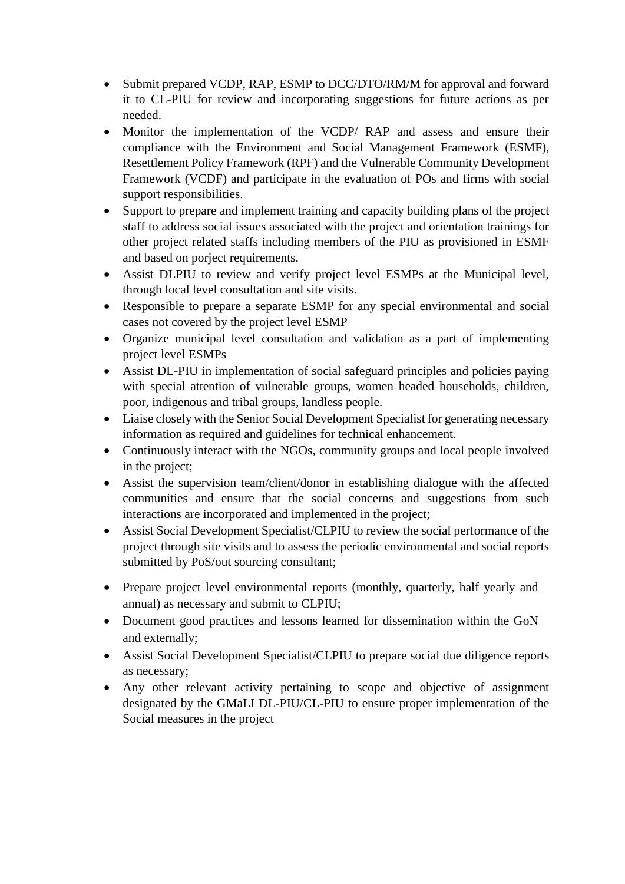- Submit prepared VCDP, RAP, ESMP to DCC/DTO/RM/M for approval and forward it to CL-PIU for review and incorporating suggestions for future actions as per needed.
- Monitor the implementation of the VCDP/ RAP and assess and ensure their compliance with the Environment and Social Management Framework (ESMF), Resettlement Policy Framework (RPF) and the Vulnerable Community Development Framework (VCDF) and participate in the evaluation of POs and firms with social support responsibilities.
- Support to prepare and implement training and capacity building plans of the project staff to address social issues associated with the project and orientation trainings for other project related staffs including members of the PIU as provisioned in ESMF and based on porject requirements.
- Assist DLPIU to review and verify project level ESMPs at the Municipal level, through local level consultation and site visits.
- Responsible to prepare a separate ESMP for any special environmental and social cases not covered by the project level ESMP
- Organize municipal level consultation and validation as a part of implementing project level ESMPs
- Assist DL-PIU in implementation of social safeguard principles and policies paying with special attention of vulnerable groups, women headed households, children, poor, indigenous and tribal groups, landless people.
- Liaise closely with the Senior Social Development Specialist for generating necessary information as required and guidelines for technical enhancement.
- Continuously interact with the NGOs, community groups and local people involved in the project;
- Assist the supervision team/client/donor in establishing dialogue with the affected communities and ensure that the social concerns and suggestions from such interactions are incorporated and implemented in the project;
- Assist Social Development Specialist/CLPIU to review the social performance of the project through site visits and to assess the periodic environmental and social reports submitted by PoS/out sourcing consultant;
- Prepare project level environmental reports (monthly, quarterly, half yearly and annual) as necessary and submit to CLPIU;
- Document good practices and lessons learned for dissemination within the GoN and externally;
- Assist Social Development Specialist/CLPIU to prepare social due diligence reports as necessary;
- Any other relevant activity pertaining to scope and objective of assignment designated by the GMaLI DL-PIU/CL-PIU to ensure proper implementation of the Social measures in the project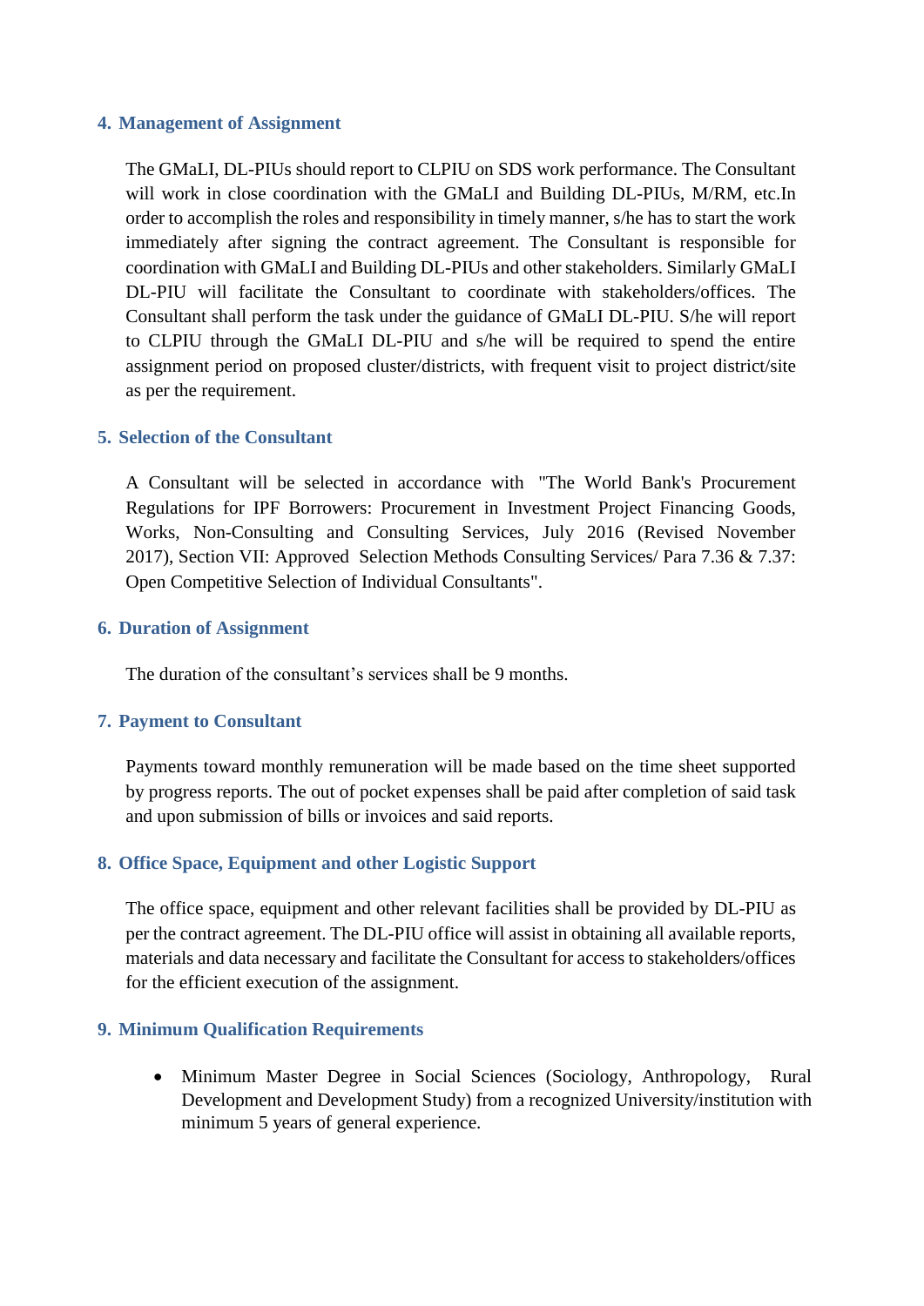## 4. Management of Assignment

The GMaLI, DL-PIUs should report to CLPIU on SDS work performance. The Consultant will work in close coordination with the GMaLI and Building DL-PIUs, M/RM, etc.In order to accomplish the roles and responsibility in timely manner, s/he has to start the work immediately after signing the contract agreement. The Consultant is responsible for coordination with GMaLI and Building DL-PIUs and other stakeholders. Similarly GMaLI DL-PIU will facilitate the Consultant to coordinate with stakeholders/offices. The Consultant shall perform the task under the guidance of GMaLI DL-PIU. S/he will report to CLPIU through the GMaLI DL-PIU and s/he will be required to spend the entire assignment period on proposed cluster/districts, with frequent visit to project district/site as per the requirement.

## 5. Selection of the Consultant

A Consultant will be selected in accordance with "The World Bank's Procurement Regulations for IPF Borrowers: Procurement in Investment Project Financing Goods, Works, Non-Consulting and Consulting Services, July 2016 (Revised November 2017), Section VII: Approved Selection Methods Consulting Services/ Para 7.36 & 7.37: Open Competitive Selection of Individual Consultants".

## 6. Duration of Assignment

The duration of the consultant's services shall be 9 months.

## 7. Payment to Consultant

Payments toward monthly remuneration will be made based on the time sheet supported by progress reports. The out of pocket expenses shall be paid after completion of said task and upon submission of bills or invoices and said reports.

## 8. Office Space, Equipment and other Logistic Support

The office space, equipment and other relevant facilities shall be provided by DL-PIU as per the contract agreement. The DL-PIU office will assist in obtaining all available reports, materials and data necessary and facilitate the Consultant for access to stakeholders/offices for the efficient execution of the assignment.

## 9. Minimum Qualification Requirements

- Minimum Master Degree in Social Sciences (Sociology, Anthropology, Rural Development and Development Study) from a recognized University/institution with minimum 5 years of general experience.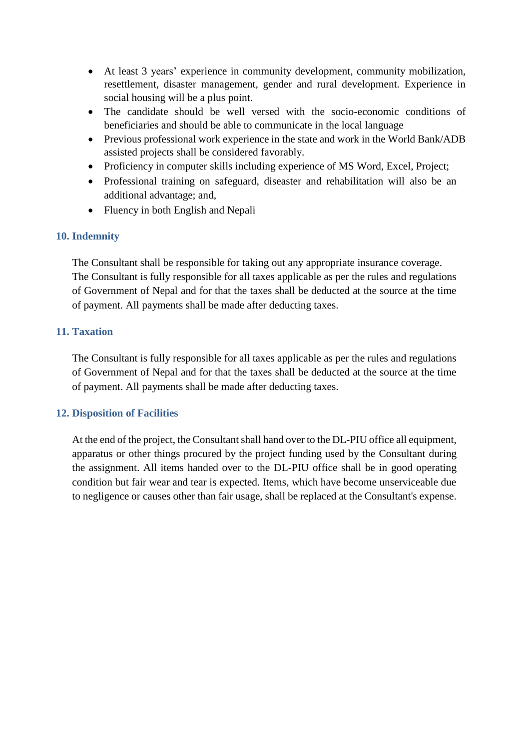- At least 3 years' experience in community development, community mobilization, resettlement, disaster management, gender and rural development. Experience in social housing will be a plus point.
- The candidate should be well versed with the socio-economic conditions of beneficiaries and should be able to communicate in the local language
- Previous professional work experience in the state and work in the World Bank/ADB assisted projects shall be considered favorably.
- Proficiency in computer skills including experience of MS Word, Excel, Project;
- Professional training on safeguard, diseaster and rehabilitation will also be an additional advantage; and,
- Fluency in both English and Nepali

## 10. Indemnity

The Consultant shall be responsible for taking out any appropriate insurance coverage. The Consultant is fully responsible for all taxes applicable as per the rules and regulations of Government of Nepal and for that the taxes shall be deducted at the source at the time of payment. All payments shall be made after deducting taxes.

## 11. Taxation

The Consultant is fully responsible for all taxes applicable as per the rules and regulations of Government of Nepal and for that the taxes shall be deducted at the source at the time of payment. All payments shall be made after deducting taxes.

## 12. Disposition of Facilities

At the end of the project, the Consultant shall hand over to the DL-PIU office all equipment, apparatus or other things procured by the project funding used by the Consultant during the assignment. All items handed over to the DL-PIU office shall be in good operating condition but fair wear and tear is expected. Items, which have become unserviceable due to negligence or causes other than fair usage, shall be replaced at the Consultant's expense.